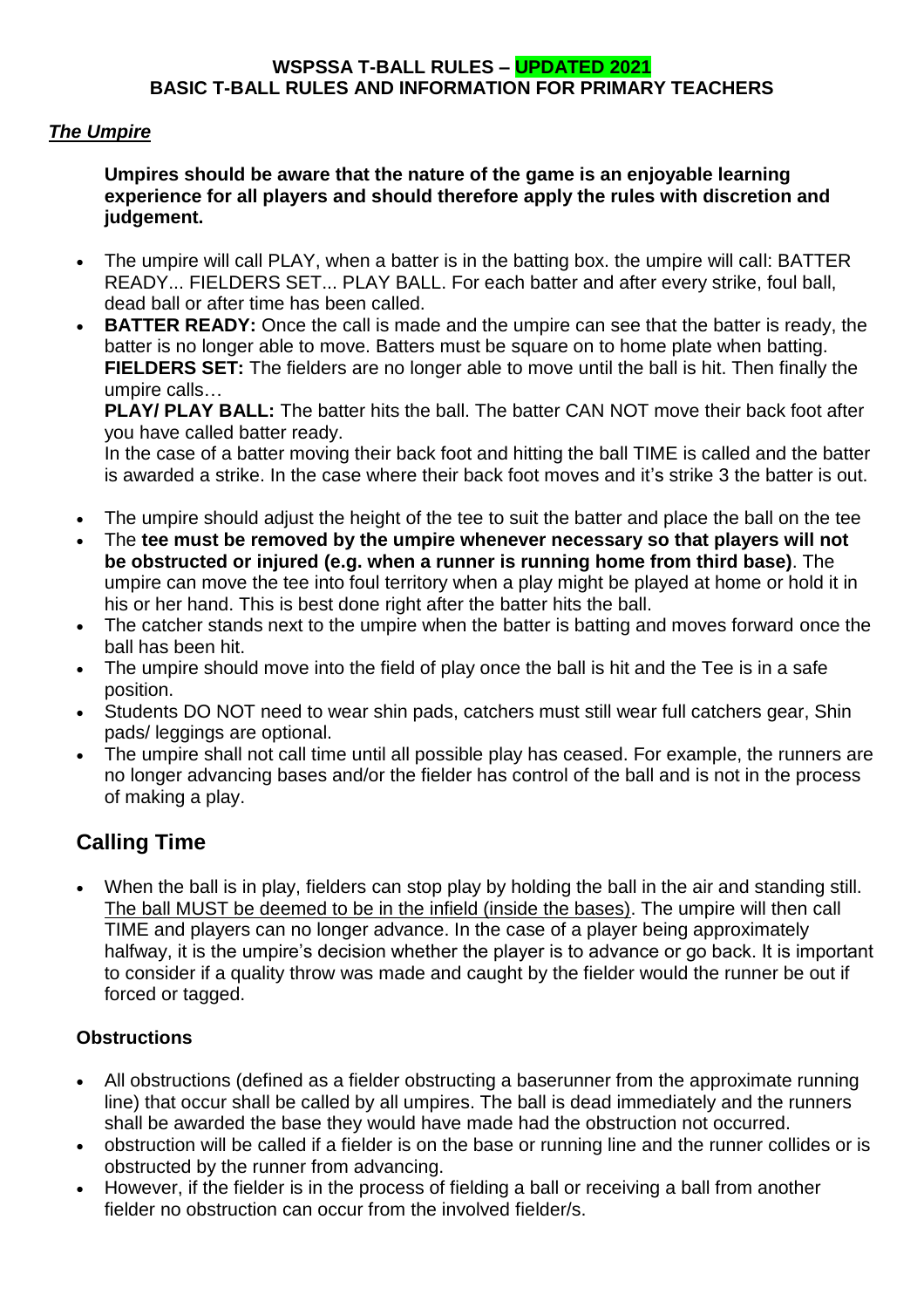**WSPSSA T-BALL RULES – UPDATED 2021**
**BASIC T-BALL RULES AND INFORMATION FOR PRIMARY TEACHERS**

## ***The Umpire***

**Umpires should be aware that the nature of the game is an enjoyable learning experience for all players and should therefore apply the rules with discretion and judgement.**

- The umpire will call PLAY, when a batter is in the batting box. the umpire will call: BATTER READY... FIELDERS SET... PLAY BALL. For each batter and after every strike, foul ball, dead ball or after time has been called.
- **BATTER READY:** Once the call is made and the umpire can see that the batter is ready, the batter is no longer able to move. Batters must be square on to home plate when batting. **FIELDERS SET:** The fielders are no longer able to move until the ball is hit. Then finally the umpire calls…
  **PLAY/ PLAY BALL:** The batter hits the ball. The batter CAN NOT move their back foot after you have called batter ready.
  In the case of a batter moving their back foot and hitting the ball TIME is called and the batter is awarded a strike. In the case where their back foot moves and it's strike 3 the batter is out.
- The umpire should adjust the height of the tee to suit the batter and place the ball on the tee
- The **tee must be removed by the umpire whenever necessary so that players will not be obstructed or injured (e.g. when a runner is running home from third base)**. The umpire can move the tee into foul territory when a play might be played at home or hold it in his or her hand. This is best done right after the batter hits the ball.
- The catcher stands next to the umpire when the batter is batting and moves forward once the ball has been hit.
- The umpire should move into the field of play once the ball is hit and the Tee is in a safe position.
- Students DO NOT need to wear shin pads, catchers must still wear full catchers gear, Shin pads/ leggings are optional.
- The umpire shall not call time until all possible play has ceased. For example, the runners are no longer advancing bases and/or the fielder has control of the ball and is not in the process of making a play.

## Calling Time

- When the ball is in play, fielders can stop play by holding the ball in the air and standing still. The ball MUST be deemed to be in the infield (inside the bases). The umpire will then call TIME and players can no longer advance. In the case of a player being approximately halfway, it is the umpire's decision whether the player is to advance or go back. It is important to consider if a quality throw was made and caught by the fielder would the runner be out if forced or tagged.

### Obstructions

- All obstructions (defined as a fielder obstructing a baserunner from the approximate running line) that occur shall be called by all umpires. The ball is dead immediately and the runners shall be awarded the base they would have made had the obstruction not occurred.
- obstruction will be called if a fielder is on the base or running line and the runner collides or is obstructed by the runner from advancing.
- However, if the fielder is in the process of fielding a ball or receiving a ball from another fielder no obstruction can occur from the involved fielder/s.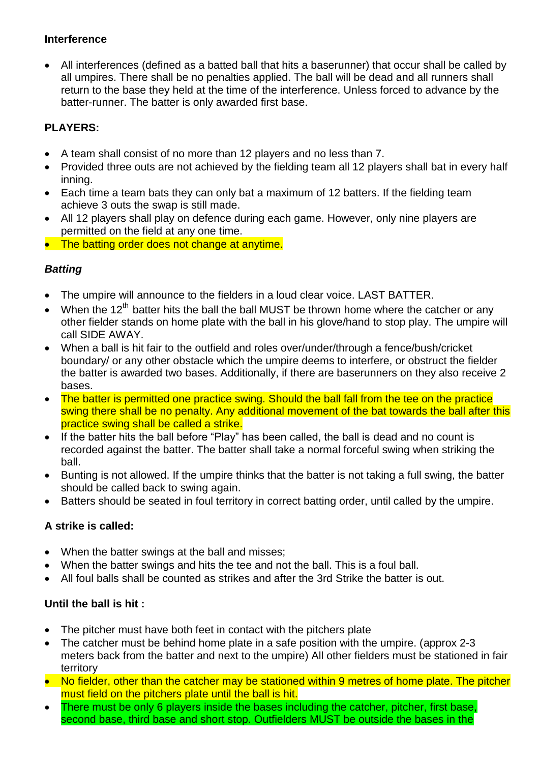**Interference**

- All interferences (defined as a batted ball that hits a baserunner) that occur shall be called by all umpires. There shall be no penalties applied. The ball will be dead and all runners shall return to the base they held at the time of the interference. Unless forced to advance by the batter-runner. The batter is only awarded first base.

**PLAYERS:**

- A team shall consist of no more than 12 players and no less than 7.
- Provided three outs are not achieved by the fielding team all 12 players shall bat in every half inning.
- Each time a team bats they can only bat a maximum of 12 batters. If the fielding team achieve 3 outs the swap is still made.
- All 12 players shall play on defence during each game. However, only nine players are permitted on the field at any one time.
- The batting order does not change at anytime.

***Batting***

- The umpire will announce to the fielders in a loud clear voice. LAST BATTER.
- When the 12th batter hits the ball the ball MUST be thrown home where the catcher or any other fielder stands on home plate with the ball in his glove/hand to stop play. The umpire will call SIDE AWAY.
- When a ball is hit fair to the outfield and roles over/under/through a fence/bush/cricket boundary/ or any other obstacle which the umpire deems to interfere, or obstruct the fielder the batter is awarded two bases. Additionally, if there are baserunners on they also receive 2 bases.
- The batter is permitted one practice swing. Should the ball fall from the tee on the practice swing there shall be no penalty. Any additional movement of the bat towards the ball after this practice swing shall be called a strike.
- If the batter hits the ball before "Play" has been called, the ball is dead and no count is recorded against the batter. The batter shall take a normal forceful swing when striking the ball.
- Bunting is not allowed. If the umpire thinks that the batter is not taking a full swing, the batter should be called back to swing again.
- Batters should be seated in foul territory in correct batting order, until called by the umpire.

**A strike is called:**

- When the batter swings at the ball and misses;
- When the batter swings and hits the tee and not the ball. This is a foul ball.
- All foul balls shall be counted as strikes and after the 3rd Strike the batter is out.

**Until the ball is hit :**

- The pitcher must have both feet in contact with the pitchers plate
- The catcher must be behind home plate in a safe position with the umpire. (approx 2-3 meters back from the batter and next to the umpire) All other fielders must be stationed in fair territory
- No fielder, other than the catcher may be stationed within 9 metres of home plate. The pitcher must field on the pitchers plate until the ball is hit.
- There must be only 6 players inside the bases including the catcher, pitcher, first base, second base, third base and short stop. Outfielders MUST be outside the bases in the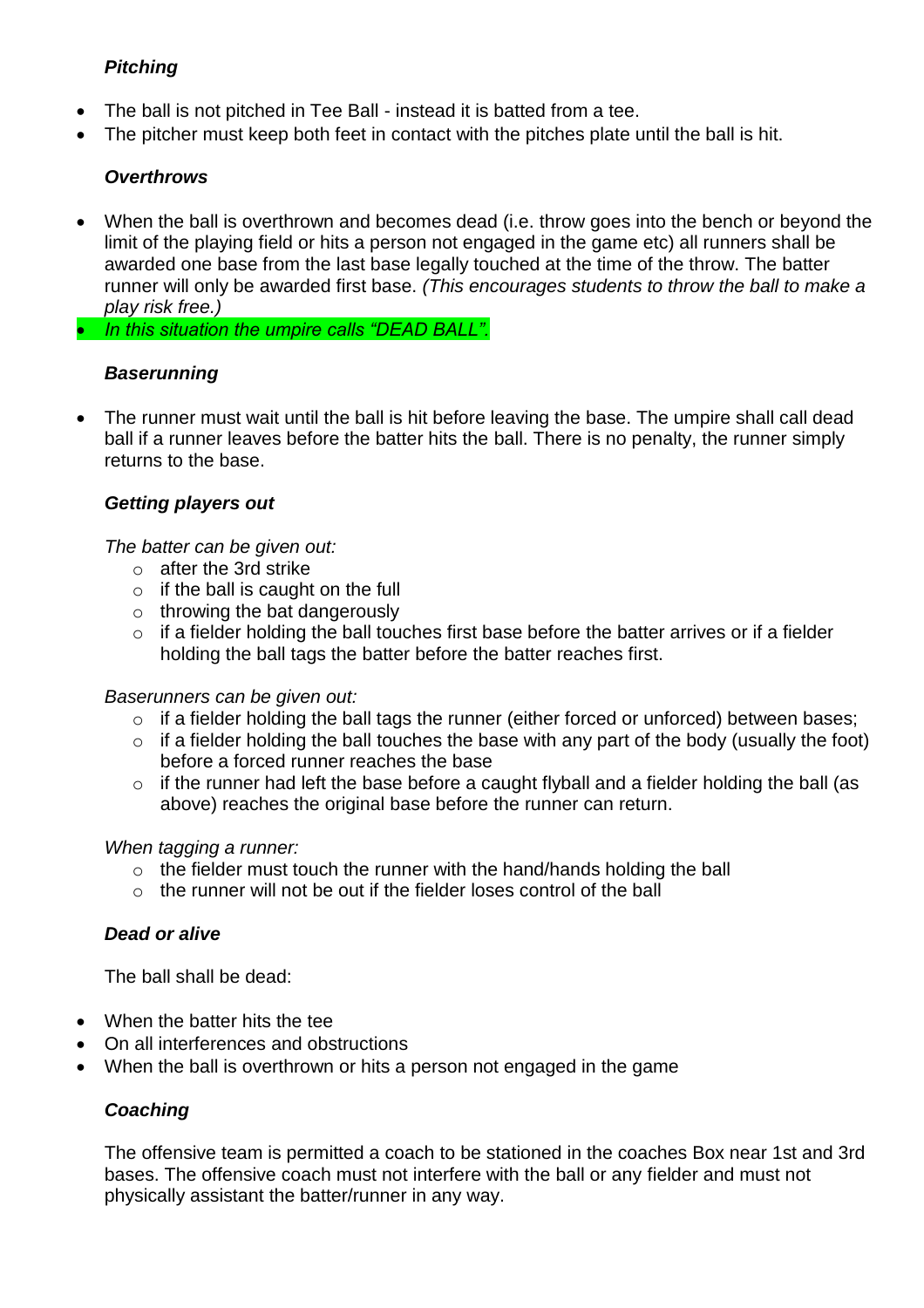### ***Pitching***

- The ball is not pitched in Tee Ball - instead it is batted from a tee.
- The pitcher must keep both feet in contact with the pitches plate until the ball is hit.

### ***Overthrows***

- When the ball is overthrown and becomes dead (i.e. throw goes into the bench or beyond the limit of the playing field or hits a person not engaged in the game etc) all runners shall be awarded one base from the last base legally touched at the time of the throw. The batter runner will only be awarded first base. *(This encourages students to throw the ball to make a play risk free.)*
- *In this situation the umpire calls "DEAD BALL".*

### ***Baserunning***

- The runner must wait until the ball is hit before leaving the base. The umpire shall call dead ball if a runner leaves before the batter hits the ball. There is no penalty, the runner simply returns to the base.

### ***Getting players out***

*The batter can be given out:*

- after the 3rd strike
- if the ball is caught on the full
- throwing the bat dangerously
- if a fielder holding the ball touches first base before the batter arrives or if a fielder holding the ball tags the batter before the batter reaches first.

*Baserunners can be given out:*

- if a fielder holding the ball tags the runner (either forced or unforced) between bases;
- if a fielder holding the ball touches the base with any part of the body (usually the foot) before a forced runner reaches the base
- if the runner had left the base before a caught flyball and a fielder holding the ball (as above) reaches the original base before the runner can return.

*When tagging a runner:*

- the fielder must touch the runner with the hand/hands holding the ball
- the runner will not be out if the fielder loses control of the ball

### ***Dead or alive***

The ball shall be dead:

- When the batter hits the tee
- On all interferences and obstructions
- When the ball is overthrown or hits a person not engaged in the game

### ***Coaching***

The offensive team is permitted a coach to be stationed in the coaches Box near 1st and 3rd bases. The offensive coach must not interfere with the ball or any fielder and must not physically assistant the batter/runner in any way.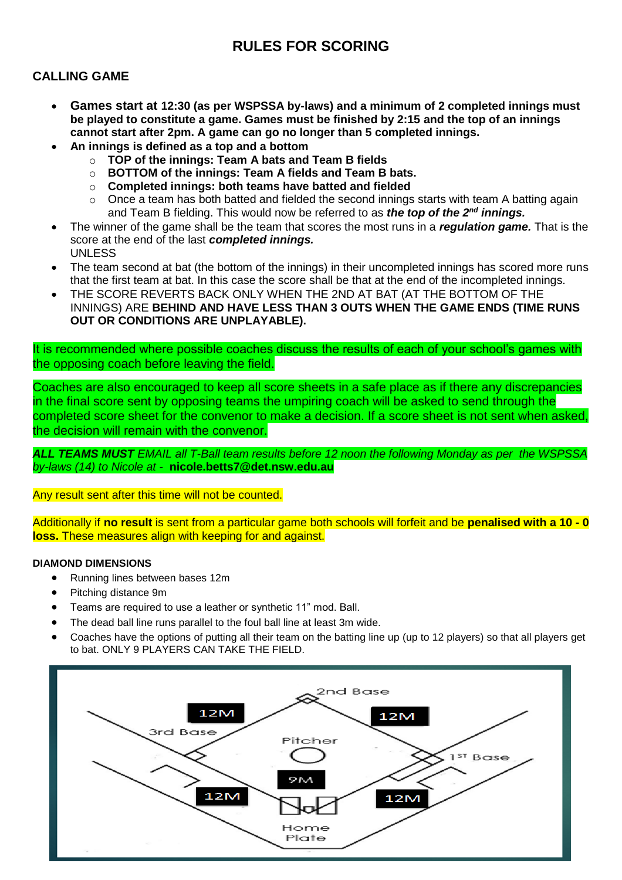# RULES FOR SCORING

## CALLING GAME

- **Games start at 12:30 (as per WSPSSA by-laws) and a minimum of 2 completed innings must be played to constitute a game. Games must be finished by 2:15 and the top of an innings cannot start after 2pm. A game can go no longer than 5 completed innings.**
- **An innings is defined as a top and a bottom**
  - **TOP of the innings: Team A bats and Team B fields**
  - **BOTTOM of the innings: Team A fields and Team B bats.**
  - **Completed innings: both teams have batted and fielded**
  - Once a team has both batted and fielded the second innings starts with team A batting again and Team B fielding. This would now be referred to as ***the top of the 2nd innings.***
- The winner of the game shall be the team that scores the most runs in a ***regulation game.*** That is the score at the end of the last ***completed innings.***
  UNLESS
- The team second at bat (the bottom of the innings) in their uncompleted innings has scored more runs that the first team at bat. In this case the score shall be that at the end of the incompleted innings.
- THE SCORE REVERTS BACK ONLY WHEN THE 2ND AT BAT (AT THE BOTTOM OF THE INNINGS) ARE **BEHIND AND HAVE LESS THAN 3 OUTS WHEN THE GAME ENDS (TIME RUNS OUT OR CONDITIONS ARE UNPLAYABLE).**

It is recommended where possible coaches discuss the results of each of your school's games with the opposing coach before leaving the field.

Coaches are also encouraged to keep all score sheets in a safe place as if there any discrepancies in the final score sent by opposing teams the umpiring coach will be asked to send through the completed score sheet for the convenor to make a decision. If a score sheet is not sent when asked, the decision will remain with the convenor.

***ALL TEAMS MUST*** *EMAIL all T-Ball team results before 12 noon the following Monday as per the WSPSSA by-laws (14) to Nicole at -* **nicole.betts7@det.nsw.edu.au**

Any result sent after this time will not be counted.

Additionally if **no result** is sent from a particular game both schools will forfeit and be **penalised with a 10 - 0 loss.** These measures align with keeping for and against.

#### DIAMOND DIMENSIONS

- Running lines between bases 12m
- Pitching distance 9m
- Teams are required to use a leather or synthetic 11" mod. Ball.
- The dead ball line runs parallel to the foul ball line at least 3m wide.
- Coaches have the options of putting all their team on the batting line up (up to 12 players) so that all players get to bat. ONLY 9 PLAYERS CAN TAKE THE FIELD.

2nd Base
12M
12M
3rd Base
Pitcher
1ST Base
9M
12M
12M
Home Plate